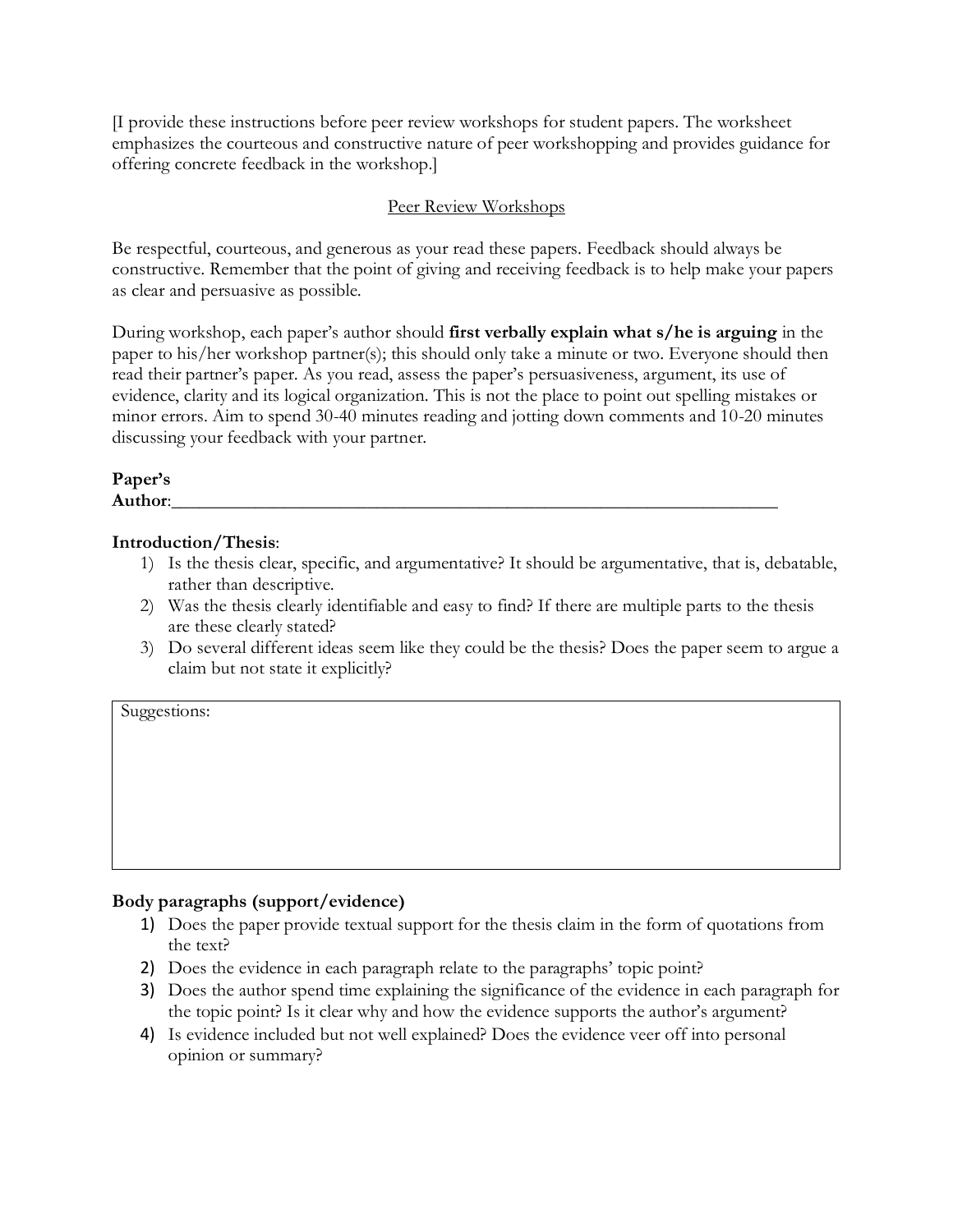[I provide these instructions before peer review workshops for student papers. The worksheet emphasizes the courteous and constructive nature of peer workshopping and provides guidance for offering concrete feedback in the workshop.]

## Peer Review Workshops

Be respectful, courteous, and generous as your read these papers. Feedback should always be constructive. Remember that the point of giving and receiving feedback is to help make your papers as clear and persuasive as possible.

During workshop, each paper's author should **first verbally explain what s/he is arguing** in the paper to his/her workshop partner(s); this should only take a minute or two. Everyone should then read their partner's paper. As you read, assess the paper's persuasiveness, argument, its use of evidence, clarity and its logical organization. This is not the place to point out spelling mistakes or minor errors. Aim to spend 30-40 minutes reading and jotting down comments and 10-20 minutes discussing your feedback with your partner.

**Paper's Author**:_______________________________________________________________

**Introduction/Thesis**:

1) Is the thesis clear, specific, and argumentative? It should be argumentative, that is, debatable, rather than descriptive.
2) Was the thesis clearly identifiable and easy to find? If there are multiple parts to the thesis are these clearly stated?
3) Do several different ideas seem like they could be the thesis? Does the paper seem to argue a claim but not state it explicitly?

| Suggestions: |
| --- |
| |

**Body paragraphs (support/evidence)**

1) Does the paper provide textual support for the thesis claim in the form of quotations from the text?
2) Does the evidence in each paragraph relate to the paragraphs' topic point?
3) Does the author spend time explaining the significance of the evidence in each paragraph for the topic point? Is it clear why and how the evidence supports the author's argument?
4) Is evidence included but not well explained? Does the evidence veer off into personal opinion or summary?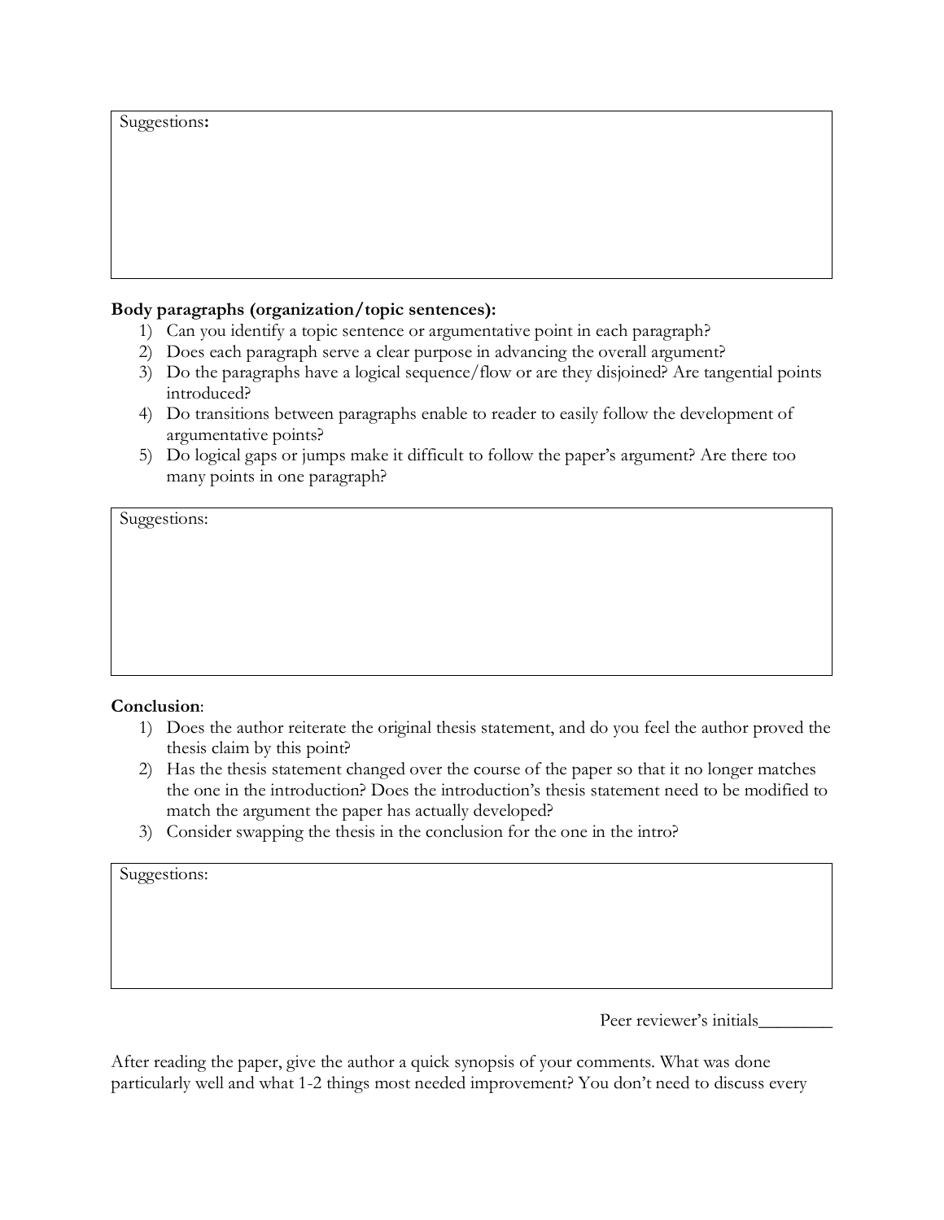Suggestions**:**

**Body paragraphs (organization/topic sentences):**

1) Can you identify a topic sentence or argumentative point in each paragraph?
2) Does each paragraph serve a clear purpose in advancing the overall argument?
3) Do the paragraphs have a logical sequence/flow or are they disjoined? Are tangential points introduced?
4) Do transitions between paragraphs enable to reader to easily follow the development of argumentative points?
5) Do logical gaps or jumps make it difficult to follow the paper's argument? Are there too many points in one paragraph?

Suggestions:

**Conclusion**:

1) Does the author reiterate the original thesis statement, and do you feel the author proved the thesis claim by this point?
2) Has the thesis statement changed over the course of the paper so that it no longer matches the one in the introduction? Does the introduction's thesis statement need to be modified to match the argument the paper has actually developed?
3) Consider swapping the thesis in the conclusion for the one in the intro?

Suggestions:

Peer reviewer's initials________

After reading the paper, give the author a quick synopsis of your comments. What was done particularly well and what 1-2 things most needed improvement? You don't need to discuss every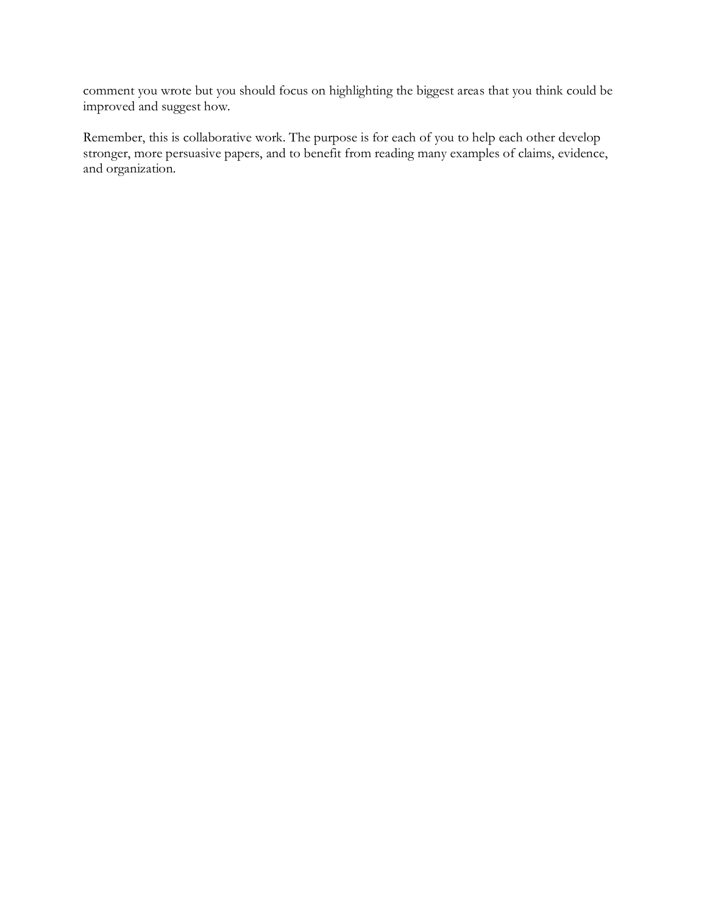comment you wrote but you should focus on highlighting the biggest areas that you think could be improved and suggest how.

Remember, this is collaborative work. The purpose is for each of you to help each other develop stronger, more persuasive papers, and to benefit from reading many examples of claims, evidence, and organization.